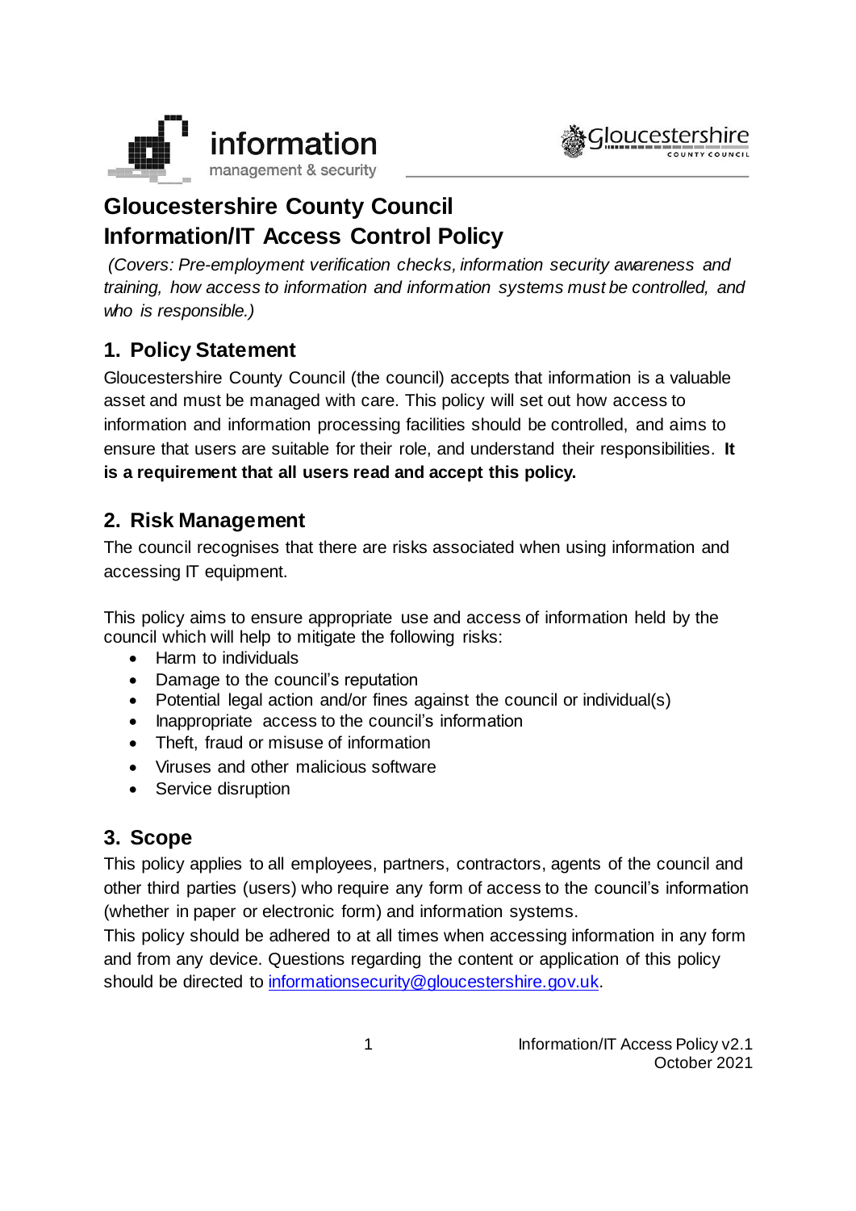# Gloucestershire County Council Information/IT Access Control Policy

*(Covers: Pre-employment verification checks, information security awareness and training, how access to information and information systems must be controlled, and who is responsible.)*

## 1. Policy Statement

Gloucestershire County Council (the council) accepts that information is a valuable asset and must be managed with care. This policy will set out how access to information and information processing facilities should be controlled, and aims to ensure that users are suitable for their role, and understand their responsibilities. **It is a requirement that all users read and accept this policy.**

## 2. Risk Management

The council recognises that there are risks associated when using information and accessing IT equipment.

This policy aims to ensure appropriate use and access of information held by the council which will help to mitigate the following risks:

- Harm to individuals
- Damage to the council's reputation
- Potential legal action and/or fines against the council or individual(s)
- Inappropriate access to the council's information
- Theft, fraud or misuse of information
- Viruses and other malicious software
- Service disruption

## 3. Scope

This policy applies to all employees, partners, contractors, agents of the council and other third parties (users) who require any form of access to the council's information (whether in paper or electronic form) and information systems.

This policy should be adhered to at all times when accessing information in any form and from any device. Questions regarding the content or application of this policy should be directed to informationsecurity@gloucestershire.gov.uk.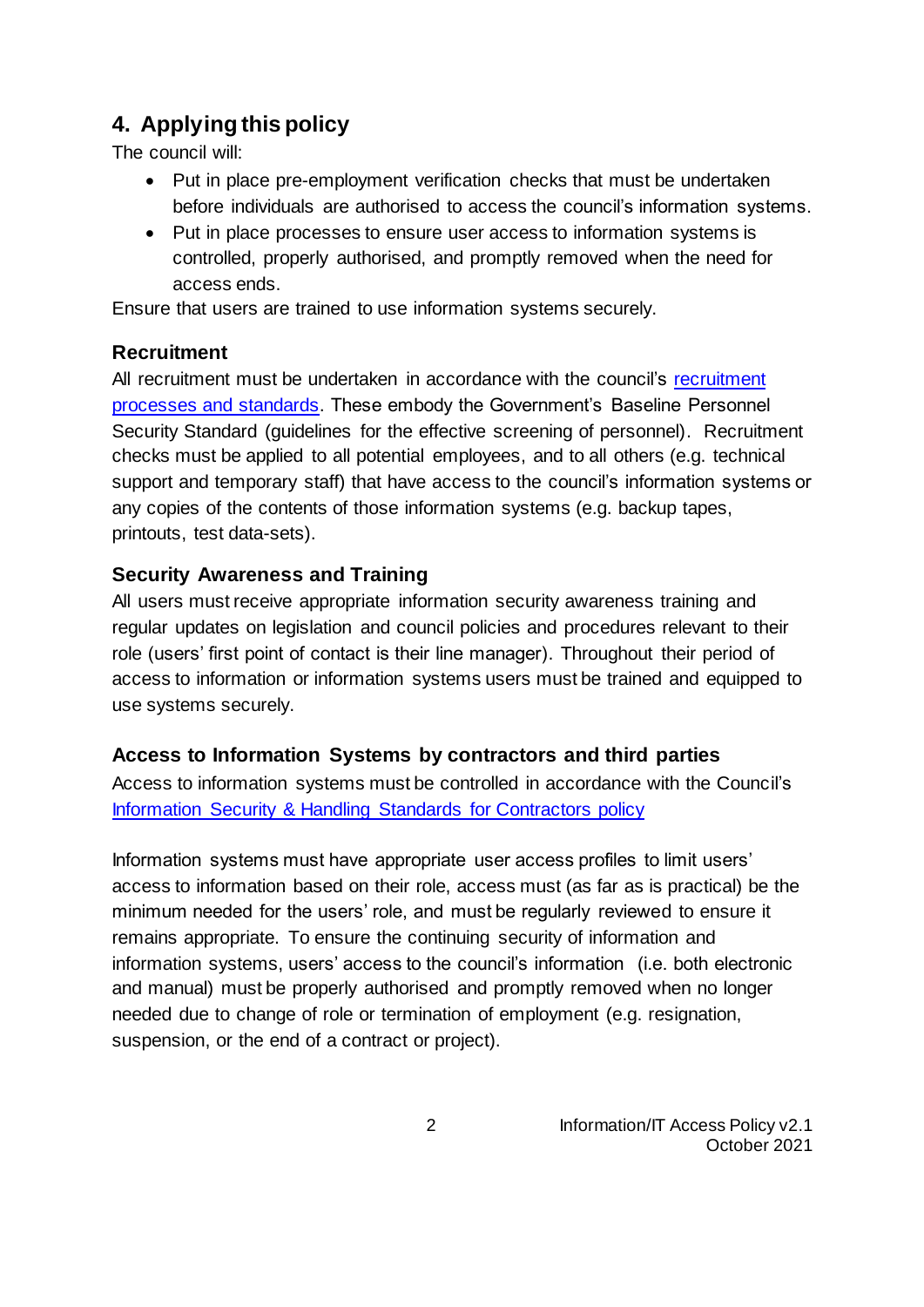## 4. Applying this policy

The council will:

- Put in place pre-employment verification checks that must be undertaken before individuals are authorised to access the council's information systems.
- Put in place processes to ensure user access to information systems is controlled, properly authorised, and promptly removed when the need for access ends.

Ensure that users are trained to use information systems securely.

### Recruitment

All recruitment must be undertaken in accordance with the council's [recruitment processes and standards](). These embody the Government's Baseline Personnel Security Standard (guidelines for the effective screening of personnel). Recruitment checks must be applied to all potential employees, and to all others (e.g. technical support and temporary staff) that have access to the council's information systems or any copies of the contents of those information systems (e.g. backup tapes, printouts, test data-sets).

### Security Awareness and Training

All users must receive appropriate information security awareness training and regular updates on legislation and council policies and procedures relevant to their role (users' first point of contact is their line manager). Throughout their period of access to information or information systems users must be trained and equipped to use systems securely.

### Access to Information Systems by contractors and third parties

Access to information systems must be controlled in accordance with the Council's [Information Security & Handling Standards for Contractors policy]()

Information systems must have appropriate user access profiles to limit users' access to information based on their role, access must (as far as is practical) be the minimum needed for the users' role, and must be regularly reviewed to ensure it remains appropriate. To ensure the continuing security of information and information systems, users' access to the council's information (i.e. both electronic and manual) must be properly authorised and promptly removed when no longer needed due to change of role or termination of employment (e.g. resignation, suspension, or the end of a contract or project).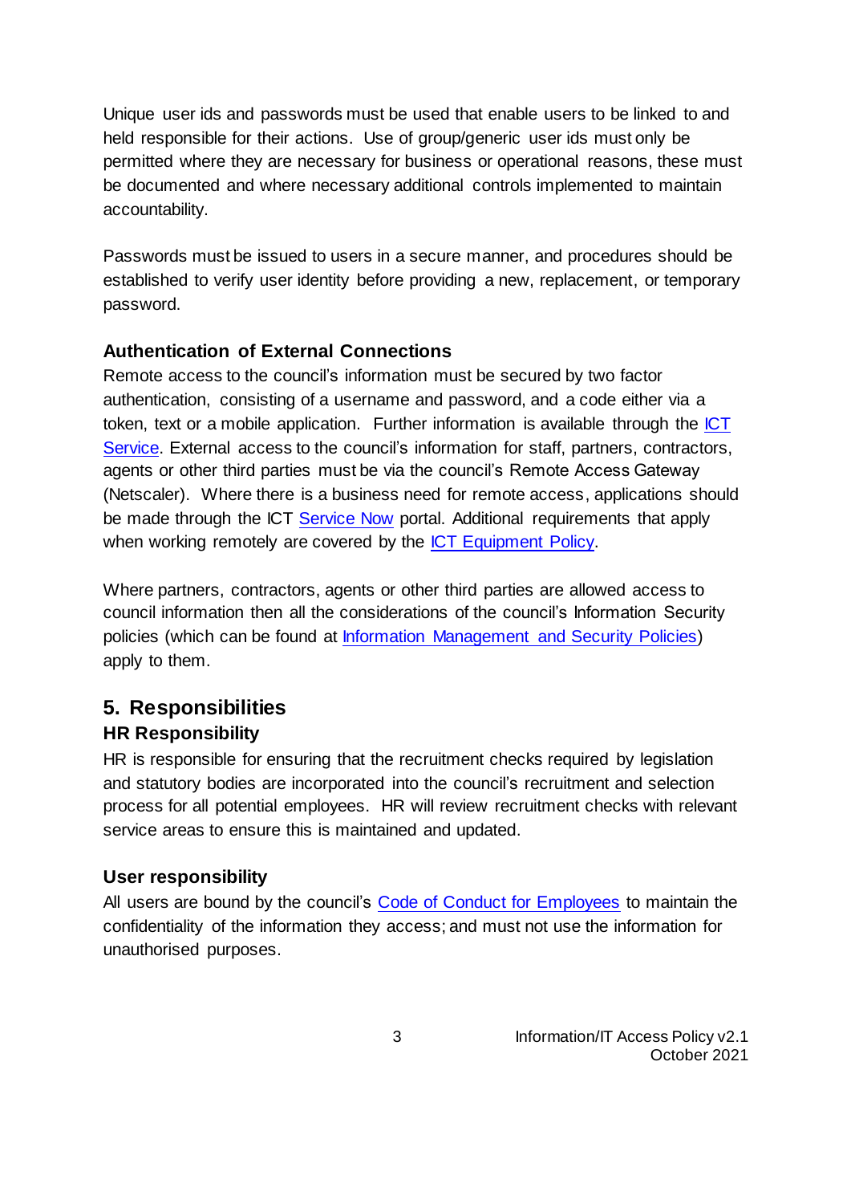Unique user ids and passwords must be used that enable users to be linked to and held responsible for their actions. Use of group/generic user ids must only be permitted where they are necessary for business or operational reasons, these must be documented and where necessary additional controls implemented to maintain accountability.

Passwords must be issued to users in a secure manner, and procedures should be established to verify user identity before providing a new, replacement, or temporary password.

### Authentication of External Connections

Remote access to the council's information must be secured by two factor authentication, consisting of a username and password, and a code either via a token, text or a mobile application. Further information is available through the ICT Service. External access to the council's information for staff, partners, contractors, agents or other third parties must be via the council's Remote Access Gateway (Netscaler). Where there is a business need for remote access, applications should be made through the ICT Service Now portal. Additional requirements that apply when working remotely are covered by the ICT Equipment Policy.

Where partners, contractors, agents or other third parties are allowed access to council information then all the considerations of the council's Information Security policies (which can be found at Information Management and Security Policies) apply to them.

## 5. Responsibilities

### HR Responsibility

HR is responsible for ensuring that the recruitment checks required by legislation and statutory bodies are incorporated into the council's recruitment and selection process for all potential employees. HR will review recruitment checks with relevant service areas to ensure this is maintained and updated.

### User responsibility

All users are bound by the council's Code of Conduct for Employees to maintain the confidentiality of the information they access; and must not use the information for unauthorised purposes.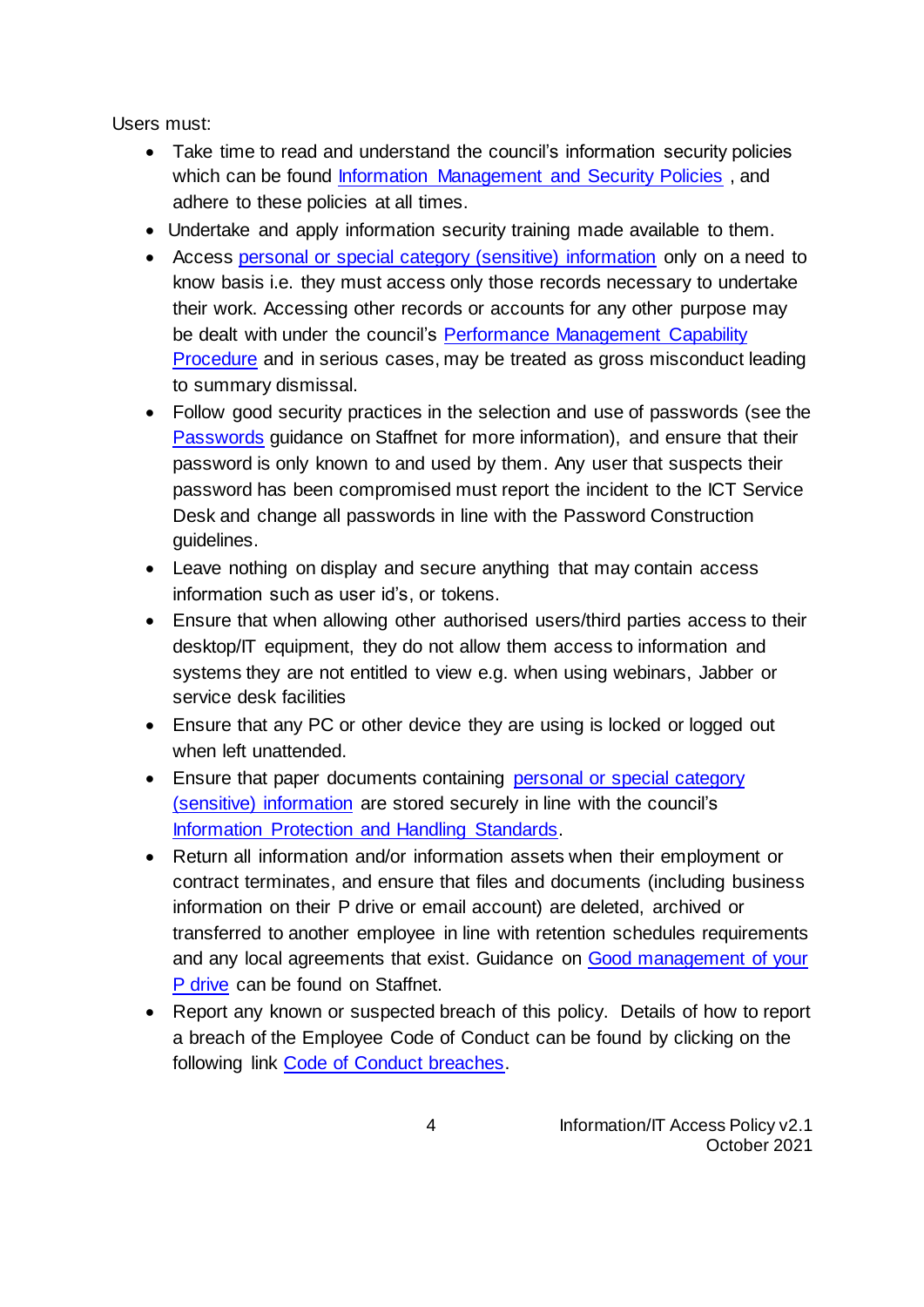Users must:

- Take time to read and understand the council's information security policies which can be found Information Management and Security Policies , and adhere to these policies at all times.
- Undertake and apply information security training made available to them.
- Access personal or special category (sensitive) information only on a need to know basis i.e. they must access only those records necessary to undertake their work. Accessing other records or accounts for any other purpose may be dealt with under the council's Performance Management Capability Procedure and in serious cases, may be treated as gross misconduct leading to summary dismissal.
- Follow good security practices in the selection and use of passwords (see the Passwords guidance on Staffnet for more information), and ensure that their password is only known to and used by them. Any user that suspects their password has been compromised must report the incident to the ICT Service Desk and change all passwords in line with the Password Construction guidelines.
- Leave nothing on display and secure anything that may contain access information such as user id's, or tokens.
- Ensure that when allowing other authorised users/third parties access to their desktop/IT equipment, they do not allow them access to information and systems they are not entitled to view e.g. when using webinars, Jabber or service desk facilities
- Ensure that any PC or other device they are using is locked or logged out when left unattended.
- Ensure that paper documents containing personal or special category (sensitive) information are stored securely in line with the council's Information Protection and Handling Standards.
- Return all information and/or information assets when their employment or contract terminates, and ensure that files and documents (including business information on their P drive or email account) are deleted, archived or transferred to another employee in line with retention schedules requirements and any local agreements that exist. Guidance on Good management of your P drive can be found on Staffnet.
- Report any known or suspected breach of this policy. Details of how to report a breach of the Employee Code of Conduct can be found by clicking on the following link Code of Conduct breaches.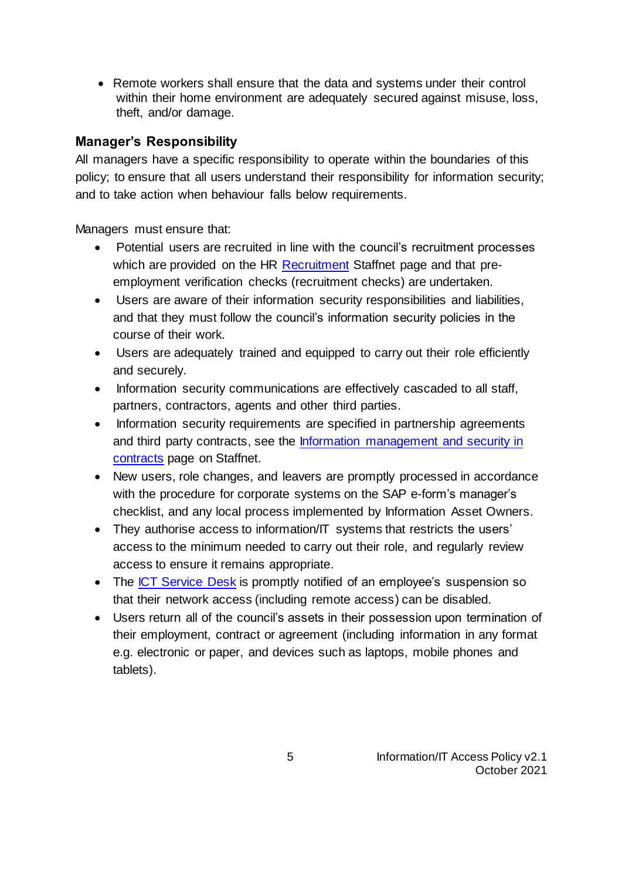- Remote workers shall ensure that the data and systems under their control within their home environment are adequately secured against misuse, loss, theft, and/or damage.

## Manager's Responsibility

All managers have a specific responsibility to operate within the boundaries of this policy; to ensure that all users understand their responsibility for information security; and to take action when behaviour falls below requirements.

Managers must ensure that:

- Potential users are recruited in line with the council's recruitment processes which are provided on the HR Recruitment Staffnet page and that pre-employment verification checks (recruitment checks) are undertaken.
- Users are aware of their information security responsibilities and liabilities, and that they must follow the council's information security policies in the course of their work.
- Users are adequately trained and equipped to carry out their role efficiently and securely.
- Information security communications are effectively cascaded to all staff, partners, contractors, agents and other third parties.
- Information security requirements are specified in partnership agreements and third party contracts, see the Information management and security in contracts page on Staffnet.
- New users, role changes, and leavers are promptly processed in accordance with the procedure for corporate systems on the SAP e-form's manager's checklist, and any local process implemented by Information Asset Owners.
- They authorise access to information/IT systems that restricts the users' access to the minimum needed to carry out their role, and regularly review access to ensure it remains appropriate.
- The ICT Service Desk is promptly notified of an employee's suspension so that their network access (including remote access) can be disabled.
- Users return all of the council's assets in their possession upon termination of their employment, contract or agreement (including information in any format e.g. electronic or paper, and devices such as laptops, mobile phones and tablets).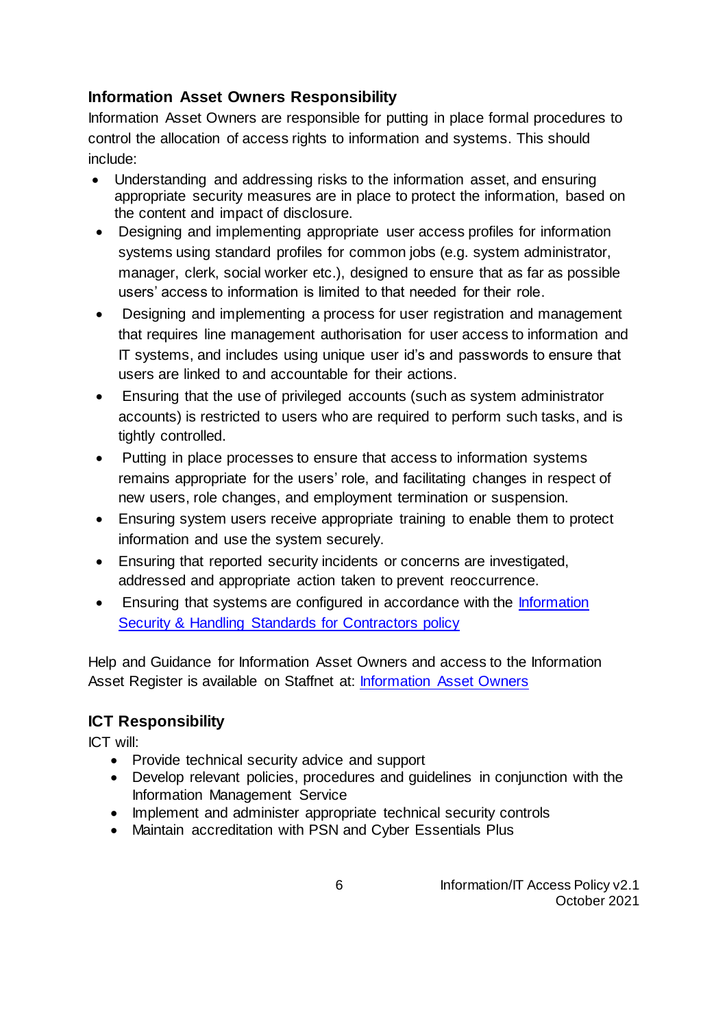### Information Asset Owners Responsibility

Information Asset Owners are responsible for putting in place formal procedures to control the allocation of access rights to information and systems. This should include:

- Understanding and addressing risks to the information asset, and ensuring appropriate security measures are in place to protect the information, based on the content and impact of disclosure.
- Designing and implementing appropriate user access profiles for information systems using standard profiles for common jobs (e.g. system administrator, manager, clerk, social worker etc.), designed to ensure that as far as possible users' access to information is limited to that needed for their role.
- Designing and implementing a process for user registration and management that requires line management authorisation for user access to information and IT systems, and includes using unique user id's and passwords to ensure that users are linked to and accountable for their actions.
- Ensuring that the use of privileged accounts (such as system administrator accounts) is restricted to users who are required to perform such tasks, and is tightly controlled.
- Putting in place processes to ensure that access to information systems remains appropriate for the users' role, and facilitating changes in respect of new users, role changes, and employment termination or suspension.
- Ensuring system users receive appropriate training to enable them to protect information and use the system securely.
- Ensuring that reported security incidents or concerns are investigated, addressed and appropriate action taken to prevent reoccurrence.
- Ensuring that systems are configured in accordance with the Information Security & Handling Standards for Contractors policy

Help and Guidance for Information Asset Owners and access to the Information Asset Register is available on Staffnet at: Information Asset Owners

### ICT Responsibility

ICT will:

- Provide technical security advice and support
- Develop relevant policies, procedures and guidelines in conjunction with the Information Management Service
- Implement and administer appropriate technical security controls
- Maintain accreditation with PSN and Cyber Essentials Plus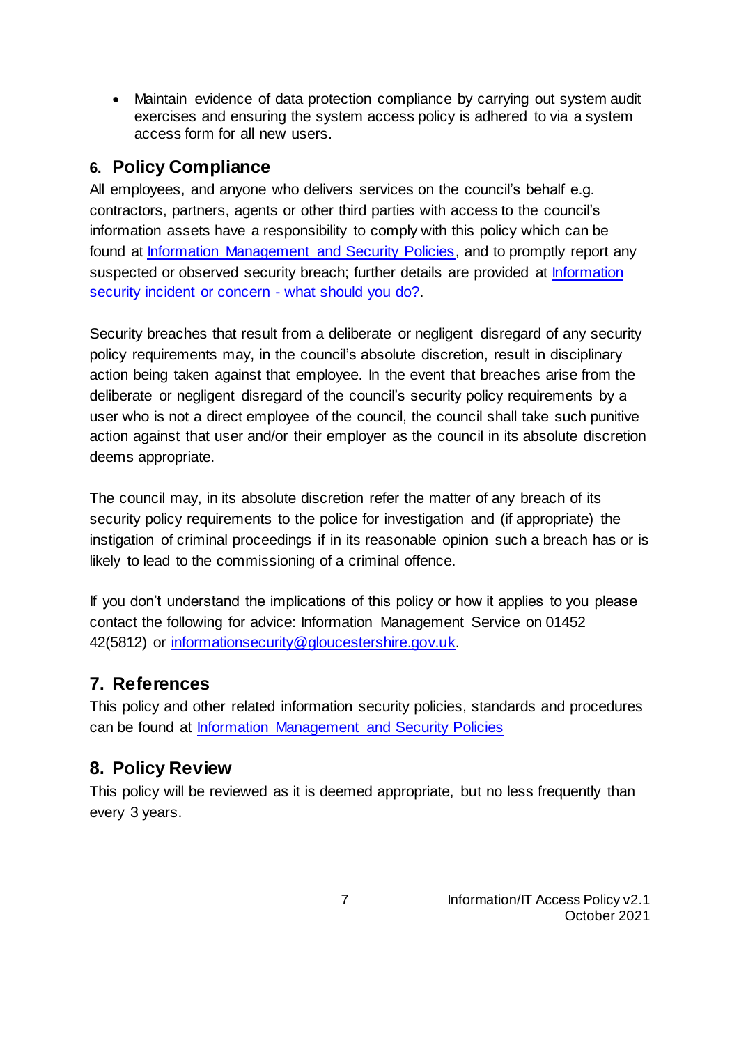- Maintain evidence of data protection compliance by carrying out system audit exercises and ensuring the system access policy is adhered to via a system access form for all new users.

## 6. Policy Compliance

All employees, and anyone who delivers services on the council's behalf e.g. contractors, partners, agents or other third parties with access to the council's information assets have a responsibility to comply with this policy which can be found at Information Management and Security Policies, and to promptly report any suspected or observed security breach; further details are provided at Information security incident or concern - what should you do?.

Security breaches that result from a deliberate or negligent disregard of any security policy requirements may, in the council's absolute discretion, result in disciplinary action being taken against that employee. In the event that breaches arise from the deliberate or negligent disregard of the council's security policy requirements by a user who is not a direct employee of the council, the council shall take such punitive action against that user and/or their employer as the council in its absolute discretion deems appropriate.

The council may, in its absolute discretion refer the matter of any breach of its security policy requirements to the police for investigation and (if appropriate) the instigation of criminal proceedings if in its reasonable opinion such a breach has or is likely to lead to the commissioning of a criminal offence.

If you don't understand the implications of this policy or how it applies to you please contact the following for advice: Information Management Service on 01452 42(5812) or informationsecurity@gloucestershire.gov.uk.

## 7. References

This policy and other related information security policies, standards and procedures can be found at Information Management and Security Policies

## 8. Policy Review

This policy will be reviewed as it is deemed appropriate, but no less frequently than every 3 years.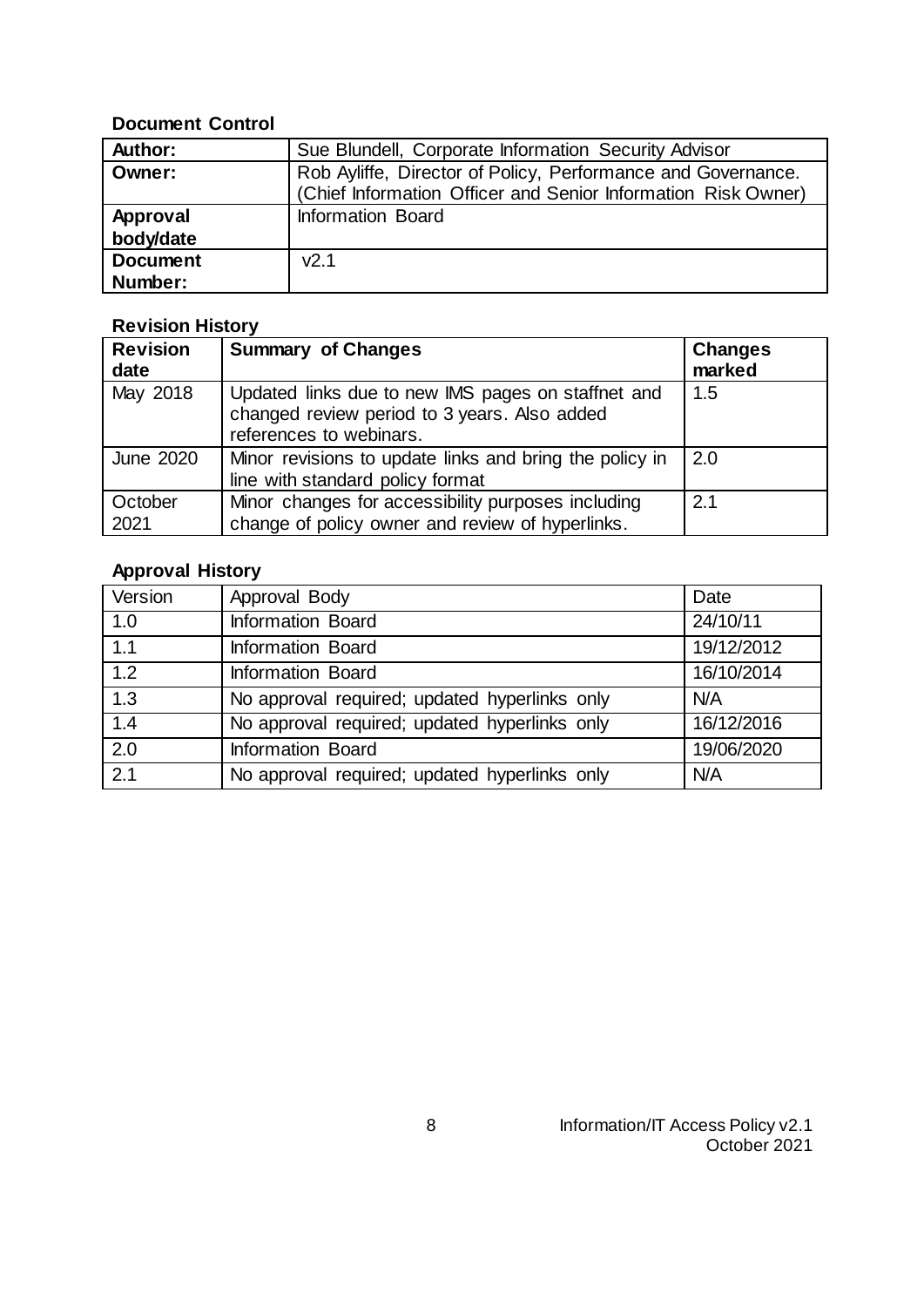## Document Control

| | |
|---|---|
| **Author:** | Sue Blundell, Corporate Information Security Advisor |
| **Owner:** | Rob Ayliffe, Director of Policy, Performance and Governance. (Chief Information Officer and Senior Information Risk Owner) |
| **Approval body/date** | Information Board |
| **Document Number:** | v2.1 |

## Revision History

| Revision date | Summary of Changes | Changes marked |
|---|---|---|
| May 2018 | Updated links due to new IMS pages on staffnet and changed review period to 3 years. Also added references to webinars. | 1.5 |
| June 2020 | Minor revisions to update links and bring the policy in line with standard policy format | 2.0 |
| October 2021 | Minor changes for accessibility purposes including change of policy owner and review of hyperlinks. | 2.1 |

## Approval History

| Version | Approval Body | Date |
|---|---|---|
| 1.0 | Information Board | 24/10/11 |
| 1.1 | Information Board | 19/12/2012 |
| 1.2 | Information Board | 16/10/2014 |
| 1.3 | No approval required; updated hyperlinks only | N/A |
| 1.4 | No approval required; updated hyperlinks only | 16/12/2016 |
| 2.0 | Information Board | 19/06/2020 |
| 2.1 | No approval required; updated hyperlinks only | N/A |